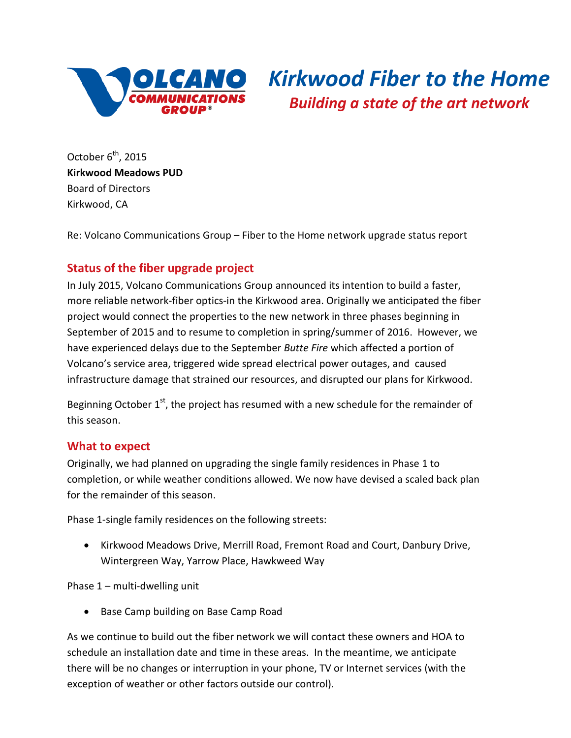# Kirkwood Fiber to the Home

## *Building a state of the art network*

October 6th, 2015
**Kirkwood Meadows PUD**
Board of Directors
Kirkwood, CA

Re: Volcano Communications Group – Fiber to the Home network upgrade status report

## Status of the fiber upgrade project

In July 2015, Volcano Communications Group announced its intention to build a faster, more reliable network-fiber optics-in the Kirkwood area. Originally we anticipated the fiber project would connect the properties to the new network in three phases beginning in September of 2015 and to resume to completion in spring/summer of 2016. However, we have experienced delays due to the September *Butte Fire* which affected a portion of Volcano's service area, triggered wide spread electrical power outages, and caused infrastructure damage that strained our resources, and disrupted our plans for Kirkwood.

Beginning October 1st, the project has resumed with a new schedule for the remainder of this season.

## What to expect

Originally, we had planned on upgrading the single family residences in Phase 1 to completion, or while weather conditions allowed. We now have devised a scaled back plan for the remainder of this season.

Phase 1-single family residences on the following streets:

- Kirkwood Meadows Drive, Merrill Road, Fremont Road and Court, Danbury Drive, Wintergreen Way, Yarrow Place, Hawkweed Way

Phase 1 – multi-dwelling unit

- Base Camp building on Base Camp Road

As we continue to build out the fiber network we will contact these owners and HOA to schedule an installation date and time in these areas. In the meantime, we anticipate there will be no changes or interruption in your phone, TV or Internet services (with the exception of weather or other factors outside our control).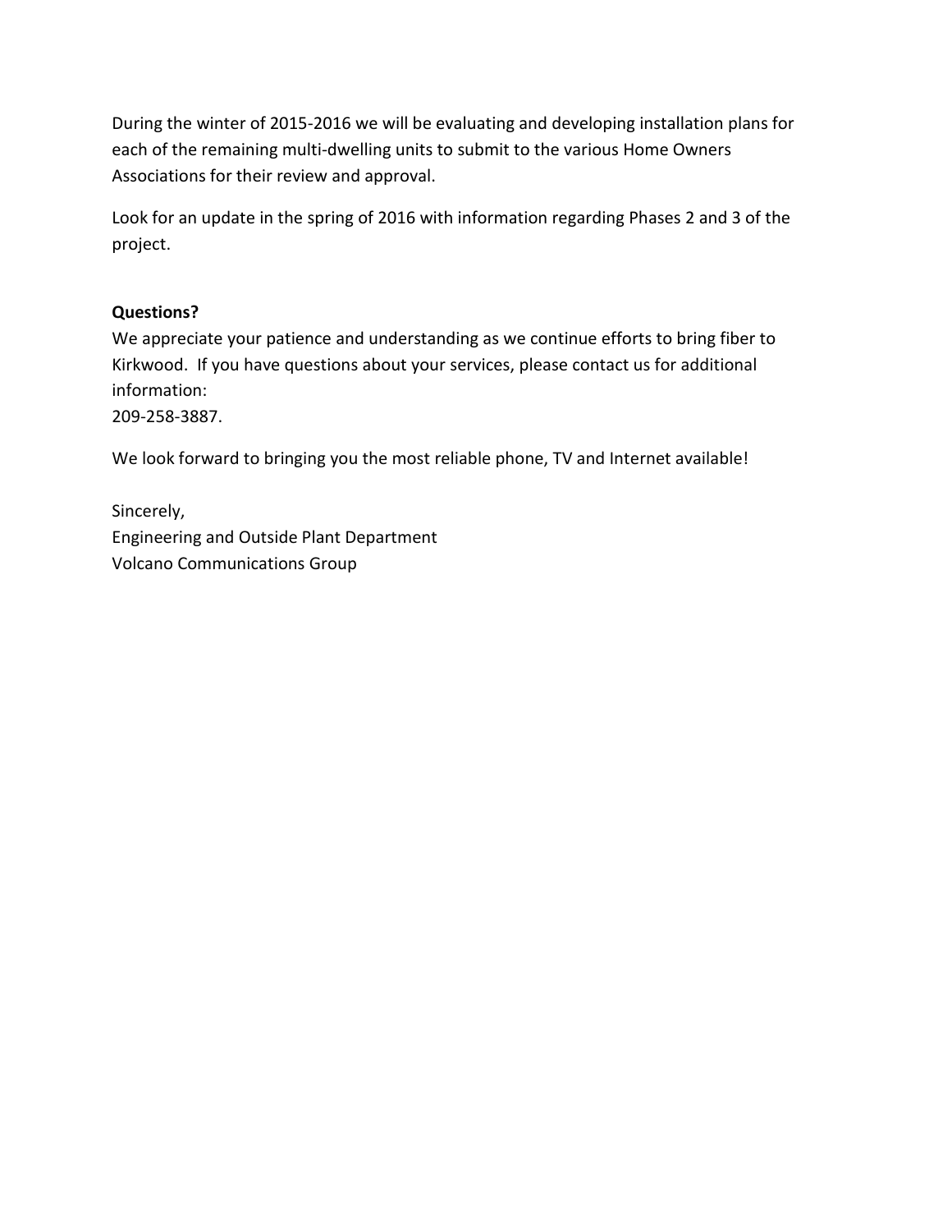During the winter of 2015-2016 we will be evaluating and developing installation plans for each of the remaining multi-dwelling units to submit to the various Home Owners Associations for their review and approval.

Look for an update in the spring of 2016 with information regarding Phases 2 and 3 of the project.

**Questions?**

We appreciate your patience and understanding as we continue efforts to bring fiber to Kirkwood. If you have questions about your services, please contact us for additional information:
209-258-3887.

We look forward to bringing you the most reliable phone, TV and Internet available!

Sincerely,
Engineering and Outside Plant Department
Volcano Communications Group